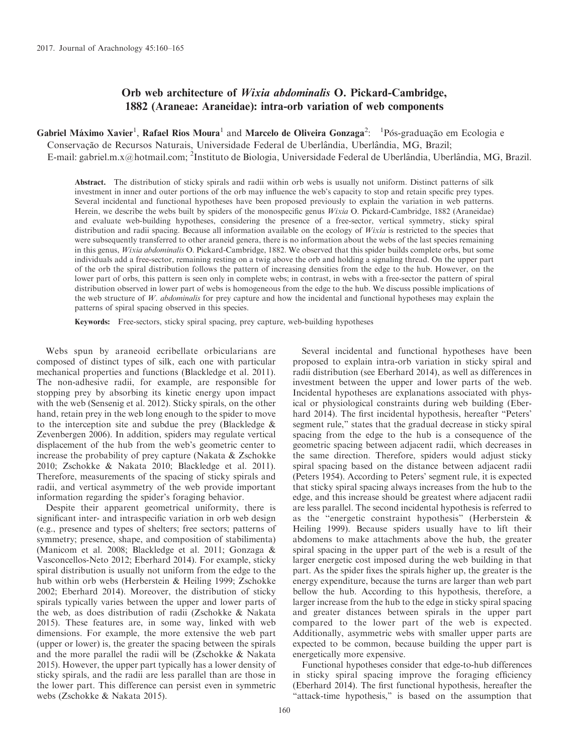# Orb web architecture of *Wixia abdominalis* O. Pickard-Cambridge, 1882 (Araneae: Araneidae): intra-orb variation of web components

**Gabriel Máximo Xavier[1], Rafael Rios Moura[1] and Marcelo de Oliveira Gonzaga[2]:** [1]Pós-graduação em Ecologia e Conservação de Recursos Naturais, Universidade Federal de Uberlândia, Uberlândia, MG, Brazil; E-mail: gabriel.m.x@hotmail.com; [2]Instituto de Biologia, Universidade Federal de Uberlândia, Uberlândia, MG, Brazil.

**Abstract.** The distribution of sticky spirals and radii within orb webs is usually not uniform. Distinct patterns of silk investment in inner and outer portions of the orb may influence the web's capacity to stop and retain specific prey types. Several incidental and functional hypotheses have been proposed previously to explain the variation in web patterns. Herein, we describe the webs built by spiders of the monospecific genus *Wixia* O. Pickard-Cambridge, 1882 (Araneidae) and evaluate web-building hypotheses, considering the presence of a free-sector, vertical symmetry, sticky spiral distribution and radii spacing. Because all information available on the ecology of *Wixia* is restricted to the species that were subsequently transferred to other araneid genera, there is no information about the webs of the last species remaining in this genus, *Wixia abdominalis* O. Pickard-Cambridge, 1882. We observed that this spider builds complete orbs, but some individuals add a free-sector, remaining resting on a twig above the orb and holding a signaling thread. On the upper part of the orb the spiral distribution follows the pattern of increasing densities from the edge to the hub. However, on the lower part of orbs, this pattern is seen only in complete webs; in contrast, in webs with a free-sector the pattern of spiral distribution observed in lower part of webs is homogeneous from the edge to the hub. We discuss possible implications of the web structure of *W. abdominalis* for prey capture and how the incidental and functional hypotheses may explain the patterns of spiral spacing observed in this species.

**Keywords:** Free-sectors, sticky spiral spacing, prey capture, web-building hypotheses

Webs spun by araneoid ecribellate orbicularians are composed of distinct types of silk, each one with particular mechanical properties and functions (Blackledge et al. 2011). The non-adhesive radii, for example, are responsible for stopping prey by absorbing its kinetic energy upon impact with the web (Sensenig et al. 2012). Sticky spirals, on the other hand, retain prey in the web long enough to the spider to move to the interception site and subdue the prey (Blackledge & Zevenbergen 2006). In addition, spiders may regulate vertical displacement of the hub from the web's geometric center to increase the probability of prey capture (Nakata & Zschokke 2010; Zschokke & Nakata 2010; Blackledge et al. 2011). Therefore, measurements of the spacing of sticky spirals and radii, and vertical asymmetry of the web provide important information regarding the spider's foraging behavior.

Despite their apparent geometrical uniformity, there is significant inter- and intraspecific variation in orb web design (e.g., presence and types of shelters; free sectors; patterns of symmetry; presence, shape, and composition of stabilimenta) (Manicom et al. 2008; Blackledge et al. 2011; Gonzaga & Vasconcellos-Neto 2012; Eberhard 2014). For example, sticky spiral distribution is usually not uniform from the edge to the hub within orb webs (Herberstein & Heiling 1999; Zschokke 2002; Eberhard 2014). Moreover, the distribution of sticky spirals typically varies between the upper and lower parts of the web, as does distribution of radii (Zschokke & Nakata 2015). These features are, in some way, linked with web dimensions. For example, the more extensive the web part (upper or lower) is, the greater the spacing between the spirals and the more parallel the radii will be (Zschokke & Nakata 2015). However, the upper part typically has a lower density of sticky spirals, and the radii are less parallel than are those in the lower part. This difference can persist even in symmetric webs (Zschokke & Nakata 2015).

Several incidental and functional hypotheses have been proposed to explain intra-orb variation in sticky spiral and radii distribution (see Eberhard 2014), as well as differences in investment between the upper and lower parts of the web. Incidental hypotheses are explanations associated with physical or physiological constraints during web building (Eberhard 2014). The first incidental hypothesis, hereafter "Peters' segment rule," states that the gradual decrease in sticky spiral spacing from the edge to the hub is a consequence of the geometric spacing between adjacent radii, which decreases in the same direction. Therefore, spiders would adjust sticky spiral spacing based on the distance between adjacent radii (Peters 1954). According to Peters' segment rule, it is expected that sticky spiral spacing always increases from the hub to the edge, and this increase should be greatest where adjacent radii are less parallel. The second incidental hypothesis is referred to as the "energetic constraint hypothesis" (Herberstein & Heiling 1999). Because spiders usually have to lift their abdomens to make attachments above the hub, the greater spiral spacing in the upper part of the web is a result of the larger energetic cost imposed during the web building in that part. As the spider fixes the spirals higher up, the greater is the energy expenditure, because the turns are larger than web part bellow the hub. According to this hypothesis, therefore, a larger increase from the hub to the edge in sticky spiral spacing and greater distances between spirals in the upper part compared to the lower part of the web is expected. Additionally, asymmetric webs with smaller upper parts are expected to be common, because building the upper part is energetically more expensive.

Functional hypotheses consider that edge-to-hub differences in sticky spiral spacing improve the foraging efficiency (Eberhard 2014). The first functional hypothesis, hereafter the "attack-time hypothesis," is based on the assumption that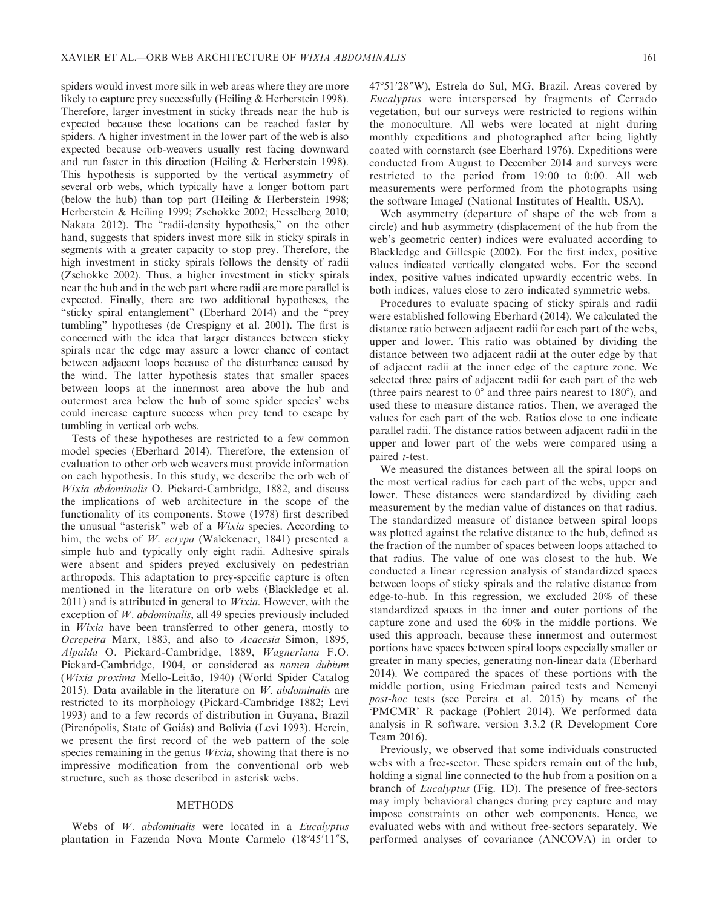spiders would invest more silk in web areas where they are more likely to capture prey successfully (Heiling & Herberstein 1998). Therefore, larger investment in sticky threads near the hub is expected because these locations can be reached faster by spiders. A higher investment in the lower part of the web is also expected because orb-weavers usually rest facing downward and run faster in this direction (Heiling & Herberstein 1998). This hypothesis is supported by the vertical asymmetry of several orb webs, which typically have a longer bottom part (below the hub) than top part (Heiling & Herberstein 1998; Herberstein & Heiling 1999; Zschokke 2002; Hesselberg 2010; Nakata 2012). The "radii-density hypothesis," on the other hand, suggests that spiders invest more silk in sticky spirals in segments with a greater capacity to stop prey. Therefore, the high investment in sticky spirals follows the density of radii (Zschokke 2002). Thus, a higher investment in sticky spirals near the hub and in the web part where radii are more parallel is expected. Finally, there are two additional hypotheses, the "sticky spiral entanglement" (Eberhard 2014) and the "prey tumbling" hypotheses (de Crespigny et al. 2001). The first is concerned with the idea that larger distances between sticky spirals near the edge may assure a lower chance of contact between adjacent loops because of the disturbance caused by the wind. The latter hypothesis states that smaller spaces between loops at the innermost area above the hub and outermost area below the hub of some spider species' webs could increase capture success when prey tend to escape by tumbling in vertical orb webs.

Tests of these hypotheses are restricted to a few common model species (Eberhard 2014). Therefore, the extension of evaluation to other orb web weavers must provide information on each hypothesis. In this study, we describe the orb web of *Wixia abdominalis* O. Pickard-Cambridge, 1882, and discuss the implications of web architecture in the scope of the functionality of its components. Stowe (1978) first described the unusual "asterisk" web of a *Wixia* species. According to him, the webs of *W. ectypa* (Walckenaer, 1841) presented a simple hub and typically only eight radii. Adhesive spirals were absent and spiders preyed exclusively on pedestrian arthropods. This adaptation to prey-specific capture is often mentioned in the literature on orb webs (Blackledge et al. 2011) and is attributed in general to *Wixia*. However, with the exception of *W. abdominalis*, all 49 species previously included in *Wixia* have been transferred to other genera, mostly to *Ocrepeira* Marx, 1883, and also to *Acacesia* Simon, 1895, *Alpaida* O. Pickard-Cambridge, 1889, *Wagneriana* F.O. Pickard-Cambridge, 1904, or considered as *nomen dubium* (*Wixia proxima* Mello-Leitão, 1940) (World Spider Catalog 2015). Data available in the literature on *W. abdominalis* are restricted to its morphology (Pickard-Cambridge 1882; Levi 1993) and to a few records of distribution in Guyana, Brazil (Pirenópolis, State of Goiás) and Bolivia (Levi 1993). Herein, we present the first record of the web pattern of the sole species remaining in the genus *Wixia*, showing that there is no impressive modification from the conventional orb web structure, such as those described in asterisk webs.

## METHODS

Webs of *W. abdominalis* were located in a *Eucalyptus* plantation in Fazenda Nova Monte Carmelo (18°45′11″S, 47°51′28″W), Estrela do Sul, MG, Brazil. Areas covered by *Eucalyptus* were interspersed by fragments of Cerrado vegetation, but our surveys were restricted to regions within the monoculture. All webs were located at night during monthly expeditions and photographed after being lightly coated with cornstarch (see Eberhard 1976). Expeditions were conducted from August to December 2014 and surveys were restricted to the period from 19:00 to 0:00. All web measurements were performed from the photographs using the software ImageJ (National Institutes of Health, USA).

Web asymmetry (departure of shape of the web from a circle) and hub asymmetry (displacement of the hub from the web's geometric center) indices were evaluated according to Blackledge and Gillespie (2002). For the first index, positive values indicated vertically elongated webs. For the second index, positive values indicated upwardly eccentric webs. In both indices, values close to zero indicated symmetric webs.

Procedures to evaluate spacing of sticky spirals and radii were established following Eberhard (2014). We calculated the distance ratio between adjacent radii for each part of the webs, upper and lower. This ratio was obtained by dividing the distance between two adjacent radii at the outer edge by that of adjacent radii at the inner edge of the capture zone. We selected three pairs of adjacent radii for each part of the web (three pairs nearest to 0° and three pairs nearest to 180°), and used these to measure distance ratios. Then, we averaged the values for each part of the web. Ratios close to one indicate parallel radii. The distance ratios between adjacent radii in the upper and lower part of the webs were compared using a paired *t*-test.

We measured the distances between all the spiral loops on the most vertical radius for each part of the webs, upper and lower. These distances were standardized by dividing each measurement by the median value of distances on that radius. The standardized measure of distance between spiral loops was plotted against the relative distance to the hub, defined as the fraction of the number of spaces between loops attached to that radius. The value of one was closest to the hub. We conducted a linear regression analysis of standardized spaces between loops of sticky spirals and the relative distance from edge-to-hub. In this regression, we excluded 20% of these standardized spaces in the inner and outer portions of the capture zone and used the 60% in the middle portions. We used this approach, because these innermost and outermost portions have spaces between spiral loops especially smaller or greater in many species, generating non-linear data (Eberhard 2014). We compared the spaces of these portions with the middle portion, using Friedman paired tests and Nemenyi *post-hoc* tests (see Pereira et al. 2015) by means of the 'PMCMR' R package (Pohlert 2014). We performed data analysis in R software, version 3.3.2 (R Development Core Team 2016).

Previously, we observed that some individuals constructed webs with a free-sector. These spiders remain out of the hub, holding a signal line connected to the hub from a position on a branch of *Eucalyptus* (Fig. 1D). The presence of free-sectors may imply behavioral changes during prey capture and may impose constraints on other web components. Hence, we evaluated webs with and without free-sectors separately. We performed analyses of covariance (ANCOVA) in order to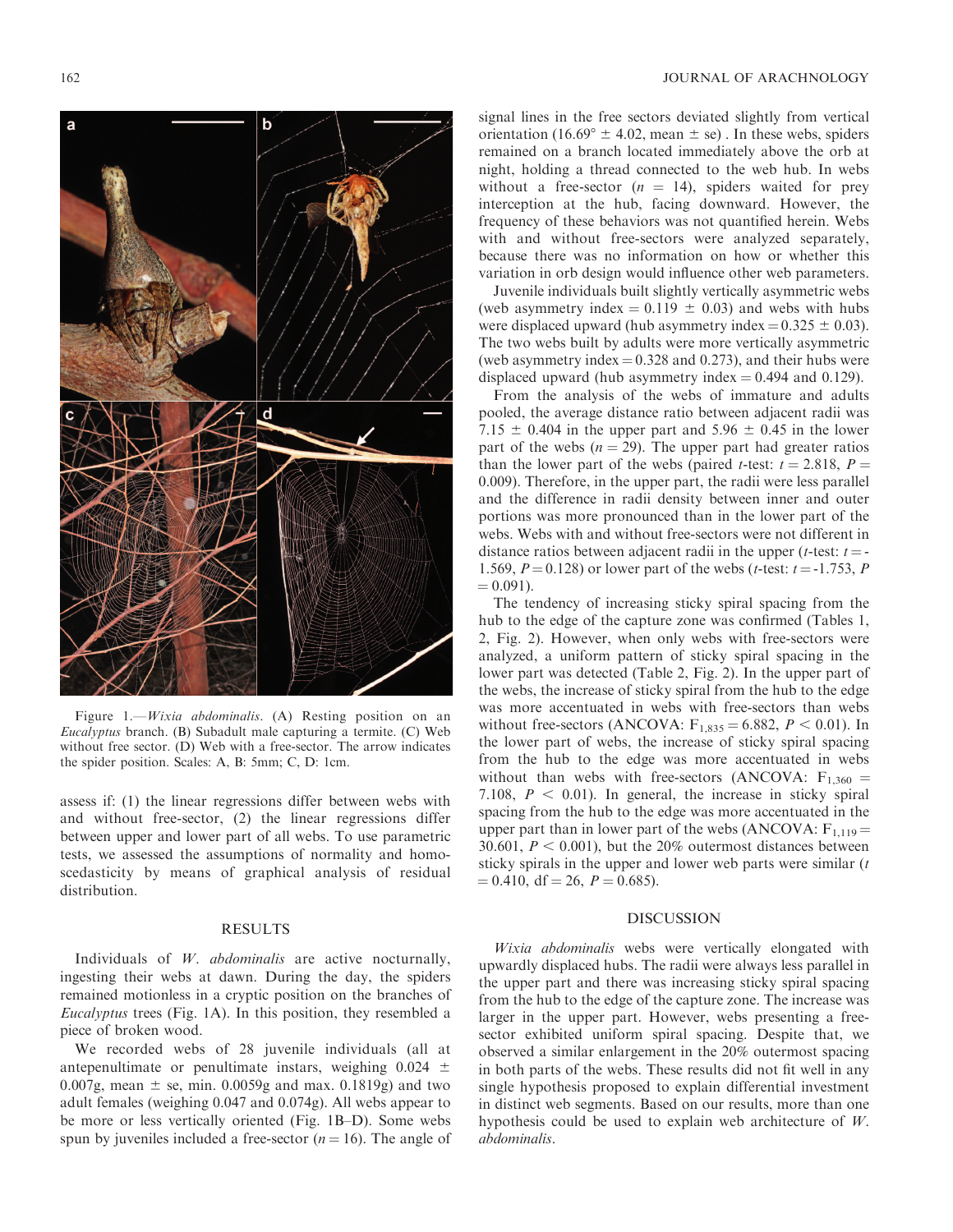Figure 1.—*Wixia abdominalis*. (A) Resting position on an *Eucalyptus* branch. (B) Subadult male capturing a termite. (C) Web without free sector. (D) Web with a free-sector. The arrow indicates the spider position. Scales: A, B: 5mm; C, D: 1cm.

assess if: (1) the linear regressions differ between webs with and without free-sector, (2) the linear regressions differ between upper and lower part of all webs. To use parametric tests, we assessed the assumptions of normality and homoscedasticity by means of graphical analysis of residual distribution.

## RESULTS

Individuals of *W. abdominalis* are active nocturnally, ingesting their webs at dawn. During the day, the spiders remained motionless in a cryptic position on the branches of *Eucalyptus* trees (Fig. 1A). In this position, they resembled a piece of broken wood.

We recorded webs of 28 juvenile individuals (all at antepenultimate or penultimate instars, weighing 0.024 ± 0.007g, mean ± se, min. 0.0059g and max. 0.1819g) and two adult females (weighing 0.047 and 0.074g). All webs appear to be more or less vertically oriented (Fig. 1B–D). Some webs spun by juveniles included a free-sector ($n = 16$). The angle of signal lines in the free sectors deviated slightly from vertical orientation (16.69° ± 4.02, mean ± se) . In these webs, spiders remained on a branch located immediately above the orb at night, holding a thread connected to the web hub. In webs without a free-sector ($n = 14$), spiders waited for prey interception at the hub, facing downward. However, the frequency of these behaviors was not quantified herein. Webs with and without free-sectors were analyzed separately, because there was no information on how or whether this variation in orb design would influence other web parameters.

Juvenile individuals built slightly vertically asymmetric webs (web asymmetry index = 0.119 ± 0.03) and webs with hubs were displaced upward (hub asymmetry index = 0.325 ± 0.03). The two webs built by adults were more vertically asymmetric (web asymmetry index = 0.328 and 0.273), and their hubs were displaced upward (hub asymmetry index = 0.494 and 0.129).

From the analysis of the webs of immature and adults pooled, the average distance ratio between adjacent radii was 7.15 ± 0.404 in the upper part and 5.96 ± 0.45 in the lower part of the webs ($n = 29$). The upper part had greater ratios than the lower part of the webs (paired $t$-test: $t = 2.818$, $P = 0.009$). Therefore, in the upper part, the radii were less parallel and the difference in radii density between inner and outer portions was more pronounced than in the lower part of the webs. Webs with and without free-sectors were not different in distance ratios between adjacent radii in the upper ($t$-test: $t = -1.569$, $P = 0.128$) or lower part of the webs ($t$-test: $t = -1.753$, $P = 0.091$).

The tendency of increasing sticky spiral spacing from the hub to the edge of the capture zone was confirmed (Tables 1, 2, Fig. 2). However, when only webs with free-sectors were analyzed, a uniform pattern of sticky spiral spacing in the lower part was detected (Table 2, Fig. 2). In the upper part of the webs, the increase of sticky spiral from the hub to the edge was more accentuated in webs with free-sectors than webs without free-sectors (ANCOVA: $F_{1,835} = 6.882$, $P < 0.01$). In the lower part of webs, the increase of sticky spiral spacing from the hub to the edge was more accentuated in webs without than webs with free-sectors (ANCOVA: $F_{1,360} = 7.108$, $P < 0.01$). In general, the increase in sticky spiral spacing from the hub to the edge was more accentuated in the upper part than in lower part of the webs (ANCOVA: $F_{1,119} = 30.601$, $P < 0.001$), but the 20% outermost distances between sticky spirals in the upper and lower web parts were similar ($t = 0.410$, df = 26, $P = 0.685$).

## DISCUSSION

*Wixia abdominalis* webs were vertically elongated with upwardly displaced hubs. The radii were always less parallel in the upper part and there was increasing sticky spiral spacing from the hub to the edge of the capture zone. The increase was larger in the upper part. However, webs presenting a free-sector exhibited uniform spiral spacing. Despite that, we observed a similar enlargement in the 20% outermost spacing in both parts of the webs. These results did not fit well in any single hypothesis proposed to explain differential investment in distinct web segments. Based on our results, more than one hypothesis could be used to explain web architecture of *W. abdominalis*.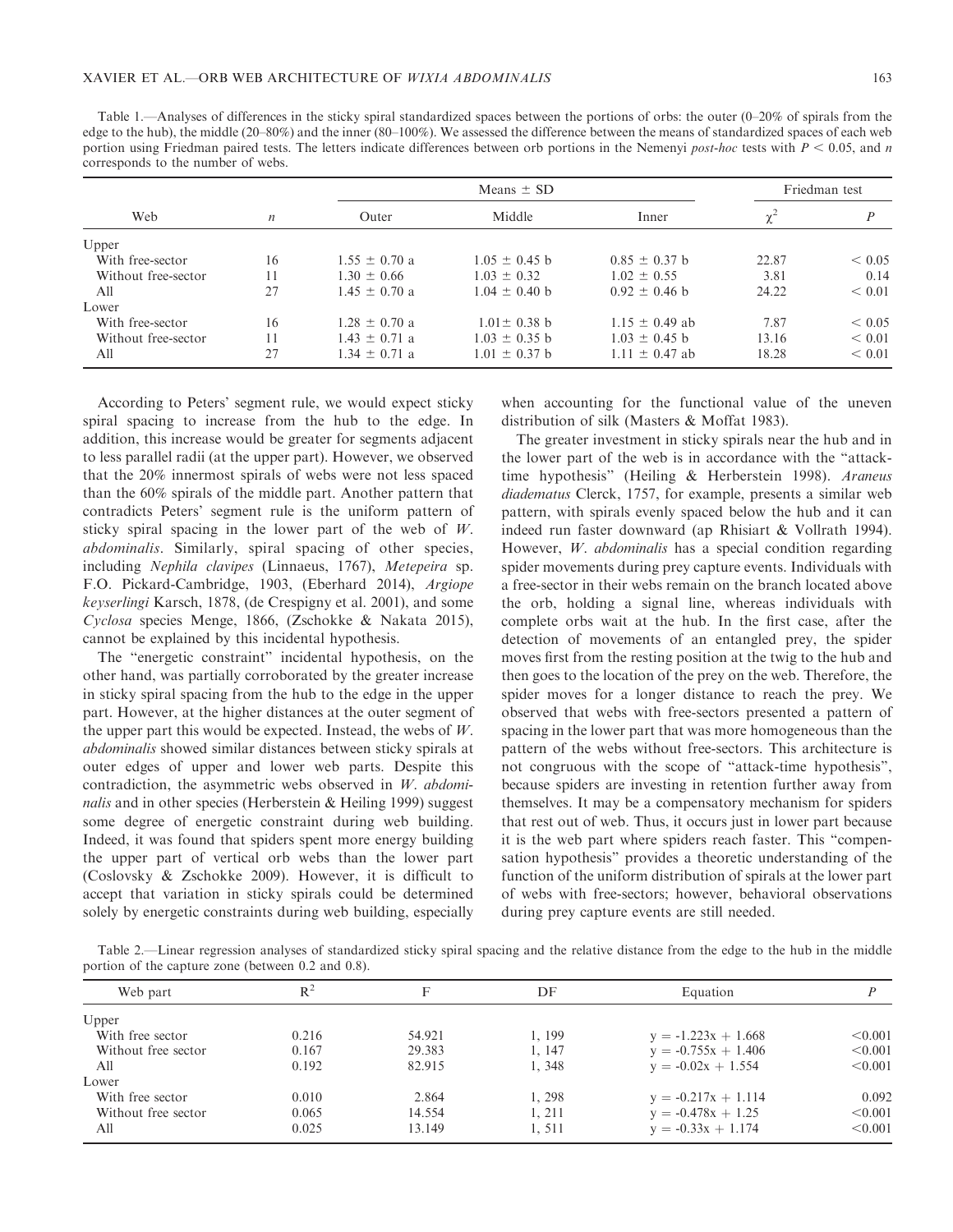Table 1.—Analyses of differences in the sticky spiral standardized spaces between the portions of orbs: the outer (0–20% of spirals from the edge to the hub), the middle (20–80%) and the inner (80–100%). We assessed the difference between the means of standardized spaces of each web portion using Friedman paired tests. The letters indicate differences between orb portions in the Nemenyi *post-hoc* tests with $P < 0.05$, and $n$ corresponds to the number of webs.

| Web | $n$ | Means ± SD | | | Friedman test | |
|---|---|---|---|---|---|---|
| | | Outer | Middle | Inner | $\chi^2$ | $P$ |
| Upper | | | | | | |
| With free-sector | 16 | 1.55 ± 0.70 a | 1.05 ± 0.45 b | 0.85 ± 0.37 b | 22.87 | < 0.05 |
| Without free-sector | 11 | 1.30 ± 0.66 | 1.03 ± 0.32 | 1.02 ± 0.55 | 3.81 | 0.14 |
| All | 27 | 1.45 ± 0.70 a | 1.04 ± 0.40 b | 0.92 ± 0.46 b | 24.22 | < 0.01 |
| Lower | | | | | | |
| With free-sector | 16 | 1.28 ± 0.70 a | 1.01± 0.38 b | 1.15 ± 0.49 ab | 7.87 | < 0.05 |
| Without free-sector | 11 | 1.43 ± 0.71 a | 1.03 ± 0.35 b | 1.03 ± 0.45 b | 13.16 | < 0.01 |
| All | 27 | 1.34 ± 0.71 a | 1.01 ± 0.37 b | 1.11 ± 0.47 ab | 18.28 | < 0.01 |

According to Peters' segment rule, we would expect sticky spiral spacing to increase from the hub to the edge. In addition, this increase would be greater for segments adjacent to less parallel radii (at the upper part). However, we observed that the 20% innermost spirals of webs were not less spaced than the 60% spirals of the middle part. Another pattern that contradicts Peters' segment rule is the uniform pattern of sticky spiral spacing in the lower part of the web of *W. abdominalis*. Similarly, spiral spacing of other species, including *Nephila clavipes* (Linnaeus, 1767), *Metepeira* sp. F.O. Pickard-Cambridge, 1903, (Eberhard 2014), *Argiope keyserlingi* Karsch, 1878, (de Crespigny et al. 2001), and some *Cyclosa* species Menge, 1866, (Zschokke & Nakata 2015), cannot be explained by this incidental hypothesis.

The "energetic constraint" incidental hypothesis, on the other hand, was partially corroborated by the greater increase in sticky spiral spacing from the hub to the edge in the upper part. However, at the higher distances at the outer segment of the upper part this would be expected. Instead, the webs of *W. abdominalis* showed similar distances between sticky spirals at outer edges of upper and lower web parts. Despite this contradiction, the asymmetric webs observed in *W. abdominalis* and in other species (Herberstein & Heiling 1999) suggest some degree of energetic constraint during web building. Indeed, it was found that spiders spent more energy building the upper part of vertical orb webs than the lower part (Coslovsky & Zschokke 2009). However, it is difficult to accept that variation in sticky spirals could be determined solely by energetic constraints during web building, especially when accounting for the functional value of the uneven distribution of silk (Masters & Moffat 1983).

The greater investment in sticky spirals near the hub and in the lower part of the web is in accordance with the "attack-time hypothesis" (Heiling & Herberstein 1998). *Araneus diadematus* Clerck, 1757, for example, presents a similar web pattern, with spirals evenly spaced below the hub and it can indeed run faster downward (ap Rhisiart & Vollrath 1994). However, *W. abdominalis* has a special condition regarding spider movements during prey capture events. Individuals with a free-sector in their webs remain on the branch located above the orb, holding a signal line, whereas individuals with complete orbs wait at the hub. In the first case, after the detection of movements of an entangled prey, the spider moves first from the resting position at the twig to the hub and then goes to the location of the prey on the web. Therefore, the spider moves for a longer distance to reach the prey. We observed that webs with free-sectors presented a pattern of spacing in the lower part that was more homogeneous than the pattern of the webs without free-sectors. This architecture is not congruous with the scope of "attack-time hypothesis", because spiders are investing in retention further away from themselves. It may be a compensatory mechanism for spiders that rest out of web. Thus, it occurs just in lower part because it is the web part where spiders reach faster. This "compensation hypothesis" provides a theoretic understanding of the function of the uniform distribution of spirals at the lower part of webs with free-sectors; however, behavioral observations during prey capture events are still needed.

Table 2.—Linear regression analyses of standardized sticky spiral spacing and the relative distance from the edge to the hub in the middle portion of the capture zone (between 0.2 and 0.8).

| Web part | $R^2$ | F | DF | Equation | $P$ |
|---|---|---|---|---|---|
| Upper | | | | | |
| With free sector | 0.216 | 54.921 | 1, 199 | $y = -1.223x + 1.668$ | <0.001 |
| Without free sector | 0.167 | 29.383 | 1, 147 | $y = -0.755x + 1.406$ | <0.001 |
| All | 0.192 | 82.915 | 1, 348 | $y = -0.02x + 1.554$ | <0.001 |
| Lower | | | | | |
| With free sector | 0.010 | 2.864 | 1, 298 | $y = -0.217x + 1.114$ | 0.092 |
| Without free sector | 0.065 | 14.554 | 1, 211 | $y = -0.478x + 1.25$ | <0.001 |
| All | 0.025 | 13.149 | 1, 511 | $y = -0.33x + 1.174$ | <0.001 |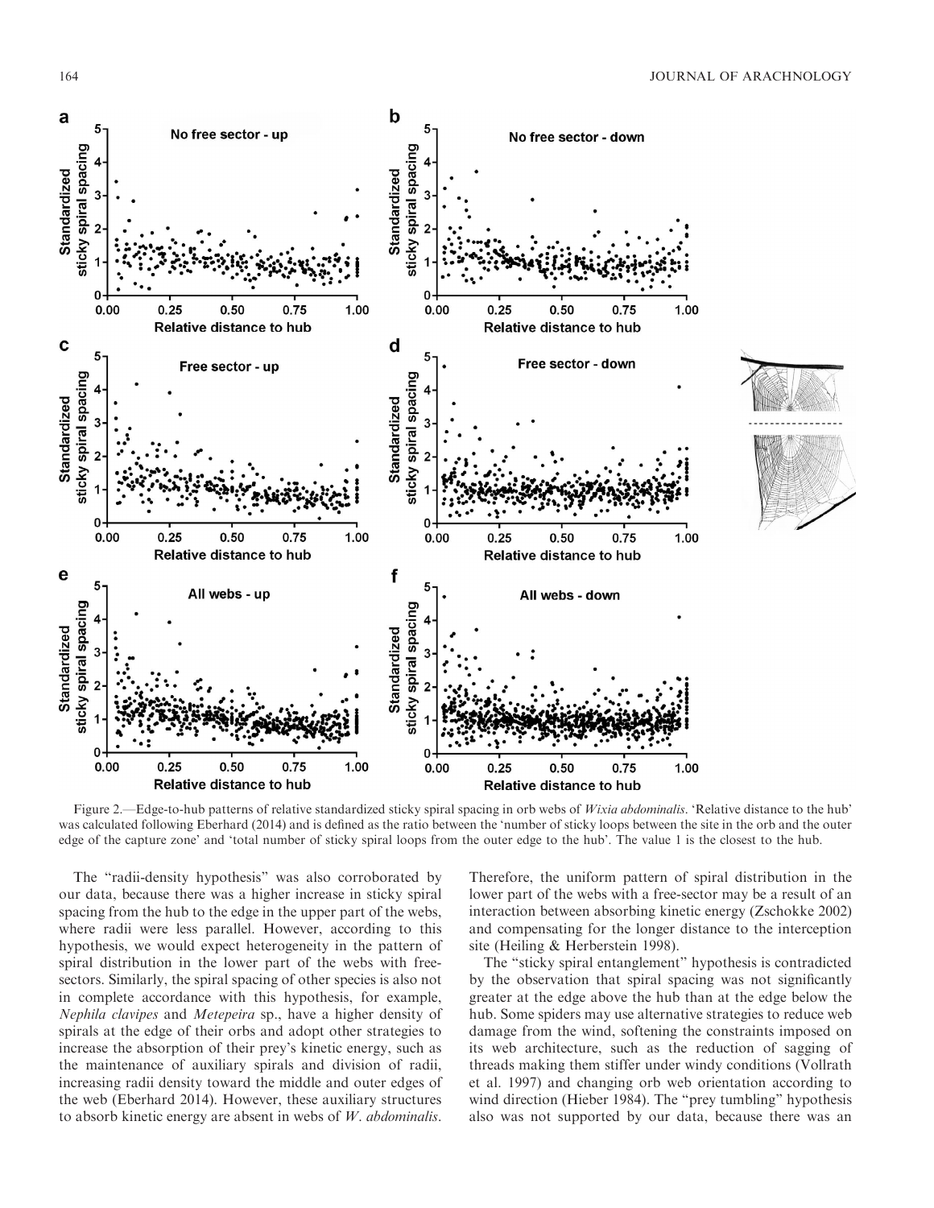Figure 2.—Edge-to-hub patterns of relative standardized sticky spiral spacing in orb webs of *Wixia abdominalis*. 'Relative distance to the hub' was calculated following Eberhard (2014) and is defined as the ratio between the 'number of sticky loops between the site in the orb and the outer edge of the capture zone' and 'total number of sticky spiral loops from the outer edge to the hub'. The value 1 is the closest to the hub.

The "radii-density hypothesis" was also corroborated by our data, because there was a higher increase in sticky spiral spacing from the hub to the edge in the upper part of the webs, where radii were less parallel. However, according to this hypothesis, we would expect heterogeneity in the pattern of spiral distribution in the lower part of the webs with free-sectors. Similarly, the spiral spacing of other species is also not in complete accordance with this hypothesis, for example, *Nephila clavipes* and *Metepeira* sp., have a higher density of spirals at the edge of their orbs and adopt other strategies to increase the absorption of their prey's kinetic energy, such as the maintenance of auxiliary spirals and division of radii, increasing radii density toward the middle and outer edges of the web (Eberhard 2014). However, these auxiliary structures to absorb kinetic energy are absent in webs of *W. abdominalis*. Therefore, the uniform pattern of spiral distribution in the lower part of the webs with a free-sector may be a result of an interaction between absorbing kinetic energy (Zschokke 2002) and compensating for the longer distance to the interception site (Heiling & Herberstein 1998).

The "sticky spiral entanglement" hypothesis is contradicted by the observation that spiral spacing was not significantly greater at the edge above the hub than at the edge below the hub. Some spiders may use alternative strategies to reduce web damage from the wind, softening the constraints imposed on its web architecture, such as the reduction of sagging of threads making them stiffer under windy conditions (Vollrath et al. 1997) and changing orb web orientation according to wind direction (Hieber 1984). The "prey tumbling" hypothesis also was not supported by our data, because there was an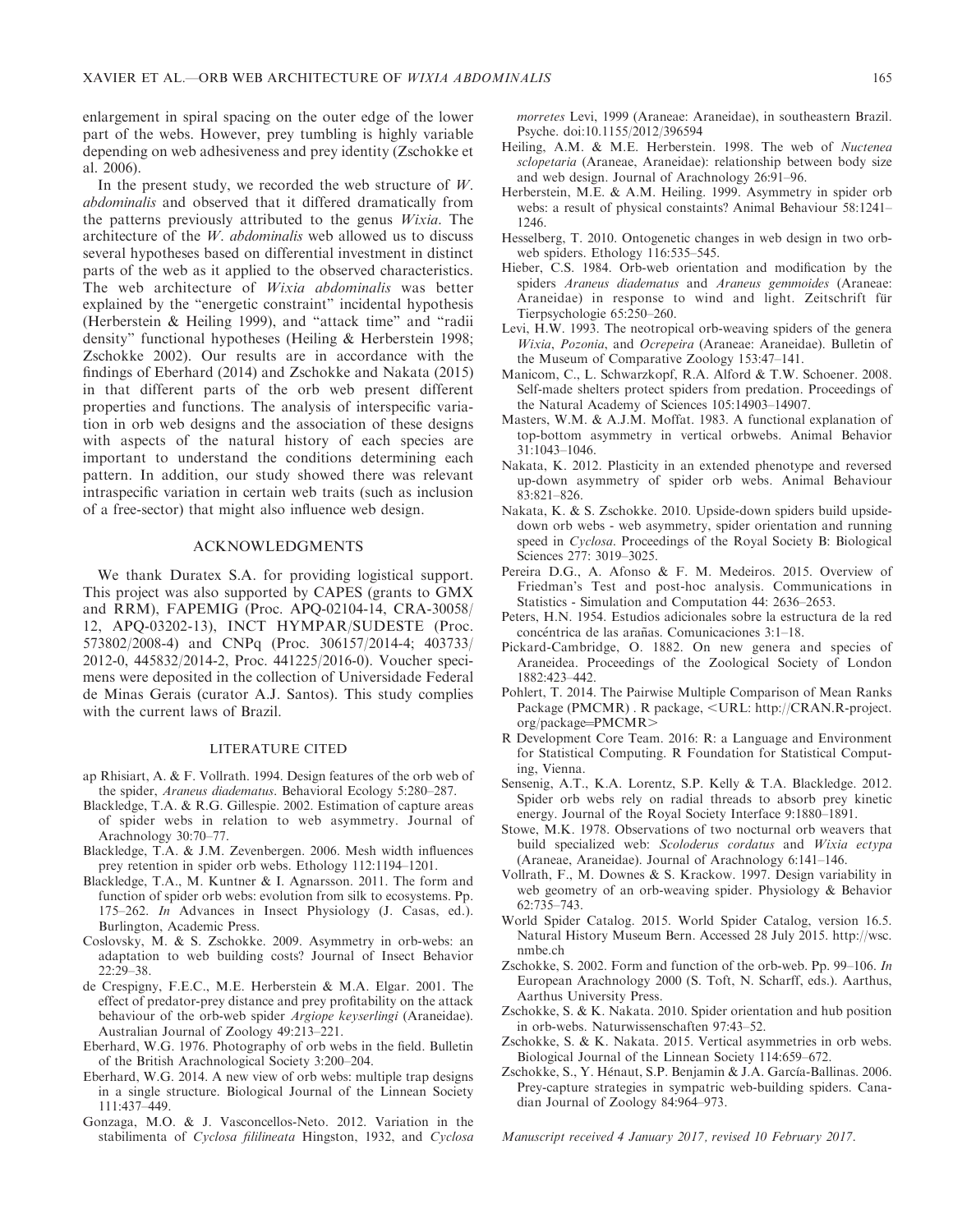enlargement in spiral spacing on the outer edge of the lower part of the webs. However, prey tumbling is highly variable depending on web adhesiveness and prey identity (Zschokke et al. 2006).

In the present study, we recorded the web structure of *W. abdominalis* and observed that it differed dramatically from the patterns previously attributed to the genus *Wixia*. The architecture of the *W. abdominalis* web allowed us to discuss several hypotheses based on differential investment in distinct parts of the web as it applied to the observed characteristics. The web architecture of *Wixia abdominalis* was better explained by the "energetic constraint" incidental hypothesis (Herberstein & Heiling 1999), and "attack time" and "radii density" functional hypotheses (Heiling & Herberstein 1998; Zschokke 2002). Our results are in accordance with the findings of Eberhard (2014) and Zschokke and Nakata (2015) in that different parts of the orb web present different properties and functions. The analysis of interspecific variation in orb web designs and the association of these designs with aspects of the natural history of each species are important to understand the conditions determining each pattern. In addition, our study showed there was relevant intraspecific variation in certain web traits (such as inclusion of a free-sector) that might also influence web design.

## ACKNOWLEDGMENTS

We thank Duratex S.A. for providing logistical support. This project was also supported by CAPES (grants to GMX and RRM), FAPEMIG (Proc. APQ-02104-14, CRA-30058/12, APQ-03202-13), INCT HYMPAR/SUDESTE (Proc. 573802/2008-4) and CNPq (Proc. 306157/2014-4; 403733/2012-0, 445832/2014-2, Proc. 441225/2016-0). Voucher specimens were deposited in the collection of Universidade Federal de Minas Gerais (curator A.J. Santos). This study complies with the current laws of Brazil.

## LITERATURE CITED

ap Rhisiart, A. & F. Vollrath. 1994. Design features of the orb web of the spider, *Araneus diadematus*. Behavioral Ecology 5:280–287.

Blackledge, T.A. & R.G. Gillespie. 2002. Estimation of capture areas of spider webs in relation to web asymmetry. Journal of Arachnology 30:70–77.

Blackledge, T.A. & J.M. Zevenbergen. 2006. Mesh width influences prey retention in spider orb webs. Ethology 112:1194–1201.

Blackledge, T.A., M. Kuntner & I. Agnarsson. 2011. The form and function of spider orb webs: evolution from silk to ecosystems. Pp. 175–262. *In* Advances in Insect Physiology (J. Casas, ed.). Burlington, Academic Press.

Coslovsky, M. & S. Zschokke. 2009. Asymmetry in orb-webs: an adaptation to web building costs? Journal of Insect Behavior 22:29–38.

de Crespigny, F.E.C., M.E. Herberstein & M.A. Elgar. 2001. The effect of predator-prey distance and prey profitability on the attack behaviour of the orb-web spider *Argiope keyserlingi* (Araneidae). Australian Journal of Zoology 49:213–221.

Eberhard, W.G. 1976. Photography of orb webs in the field. Bulletin of the British Arachnological Society 3:200–204.

Eberhard, W.G. 2014. A new view of orb webs: multiple trap designs in a single structure. Biological Journal of the Linnean Society 111:437–449.

Gonzaga, M.O. & J. Vasconcellos-Neto. 2012. Variation in the stabilimenta of *Cyclosa fililineata* Hingston, 1932, and *Cyclosa morretes* Levi, 1999 (Araneae: Araneidae), in southeastern Brazil. Psyche. doi:10.1155/2012/396594

Heiling, A.M. & M.E. Herberstein. 1998. The web of *Nuctenea sclopetaria* (Araneae, Araneidae): relationship between body size and web design. Journal of Arachnology 26:91–96.

Herberstein, M.E. & A.M. Heiling. 1999. Asymmetry in spider orb webs: a result of physical constaints? Animal Behaviour 58:1241–1246.

Hesselberg, T. 2010. Ontogenetic changes in web design in two orb-web spiders. Ethology 116:535–545.

Hieber, C.S. 1984. Orb-web orientation and modification by the spiders *Araneus diadematus* and *Araneus gemmoides* (Araneae: Araneidae) in response to wind and light. Zeitschrift für Tierpsychologie 65:250–260.

Levi, H.W. 1993. The neotropical orb-weaving spiders of the genera *Wixia*, *Pozonia*, and *Ocrepeira* (Araneae: Araneidae). Bulletin of the Museum of Comparative Zoology 153:47–141.

Manicom, C., L. Schwarzkopf, R.A. Alford & T.W. Schoener. 2008. Self-made shelters protect spiders from predation. Proceedings of the Natural Academy of Sciences 105:14903–14907.

Masters, W.M. & A.J.M. Moffat. 1983. A functional explanation of top-bottom asymmetry in vertical orbwebs. Animal Behavior 31:1043–1046.

Nakata, K. 2012. Plasticity in an extended phenotype and reversed up-down asymmetry of spider orb webs. Animal Behaviour 83:821–826.

Nakata, K. & S. Zschokke. 2010. Upside-down spiders build upside-down orb webs - web asymmetry, spider orientation and running speed in *Cyclosa*. Proceedings of the Royal Society B: Biological Sciences 277: 3019–3025.

Pereira D.G., A. Afonso & F. M. Medeiros. 2015. Overview of Friedman's Test and post-hoc analysis. Communications in Statistics - Simulation and Computation 44: 2636–2653.

Peters, H.N. 1954. Estudios adicionales sobre la estructura de la red concéntrica de las arañas. Comunicaciones 3:1–18.

Pickard-Cambridge, O. 1882. On new genera and species of Araneidea. Proceedings of the Zoological Society of London 1882:423–442.

Pohlert, T. 2014. The Pairwise Multiple Comparison of Mean Ranks Package (PMCMR) . R package, <URL: http://CRAN.R-project.org/package=PMCMR>

R Development Core Team. 2016: R: a Language and Environment for Statistical Computing. R Foundation for Statistical Computing, Vienna.

Sensenig, A.T., K.A. Lorentz, S.P. Kelly & T.A. Blackledge. 2012. Spider orb webs rely on radial threads to absorb prey kinetic energy. Journal of the Royal Society Interface 9:1880–1891.

Stowe, M.K. 1978. Observations of two nocturnal orb weavers that build specialized web: *Scoloderus cordatus* and *Wixia ectypa* (Araneae, Araneidae). Journal of Arachnology 6:141–146.

Vollrath, F., M. Downes & S. Krackow. 1997. Design variability in web geometry of an orb-weaving spider. Physiology & Behavior 62:735–743.

World Spider Catalog. 2015. World Spider Catalog, version 16.5. Natural History Museum Bern. Accessed 28 July 2015. http://wsc.nmbe.ch

Zschokke, S. 2002. Form and function of the orb-web. Pp. 99–106. *In* European Arachnology 2000 (S. Toft, N. Scharff, eds.). Aarthus, Aarthus University Press.

Zschokke, S. & K. Nakata. 2010. Spider orientation and hub position in orb-webs. Naturwissenschaften 97:43–52.

Zschokke, S. & K. Nakata. 2015. Vertical asymmetries in orb webs. Biological Journal of the Linnean Society 114:659–672.

Zschokke, S., Y. Hénaut, S.P. Benjamin & J.A. García-Ballinas. 2006. Prey-capture strategies in sympatric web-building spiders. Canadian Journal of Zoology 84:964–973.

*Manuscript received 4 January 2017, revised 10 February 2017.*